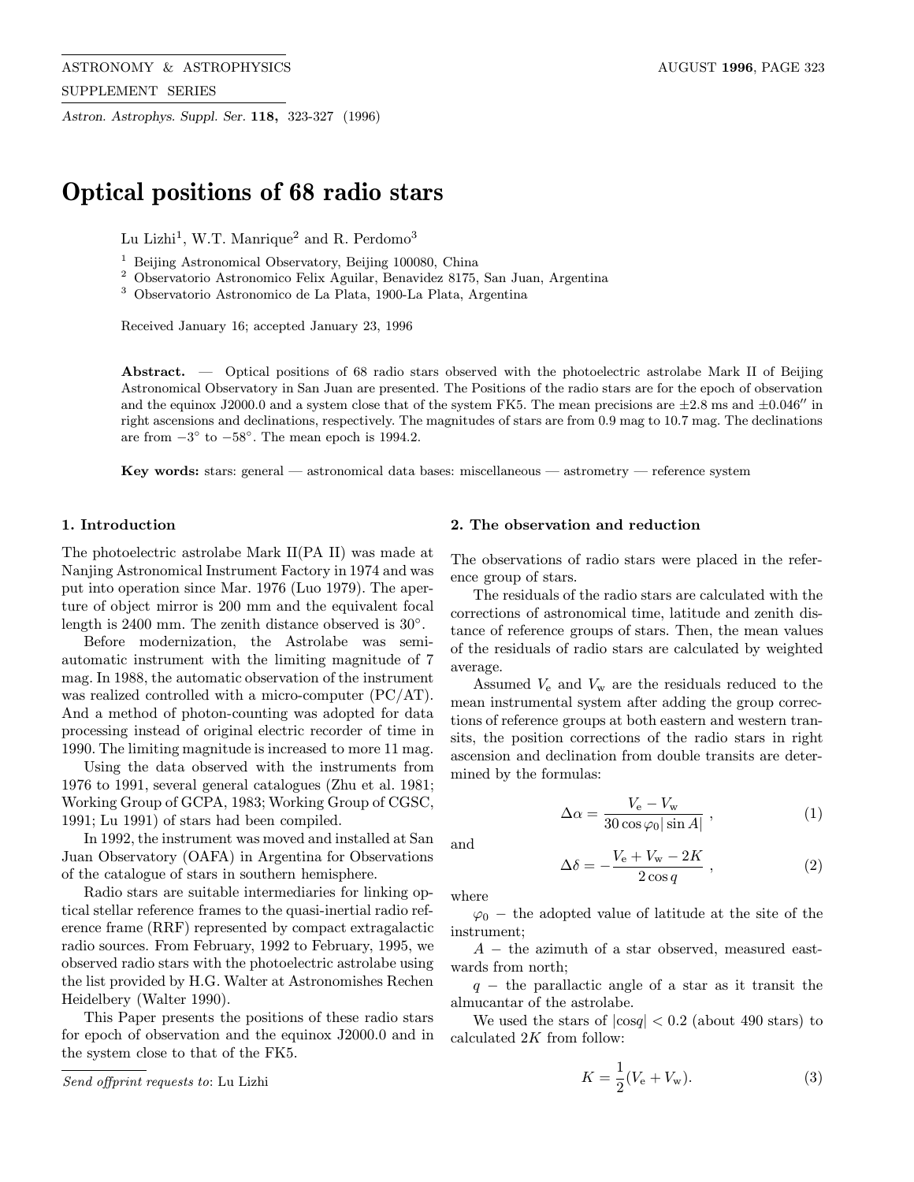# Optical positions of 68 radio stars

Lu Lizhi[1], W.T. Manrique[2] and R. Perdomo[3]

[1] Beijing Astronomical Observatory, Beijing 100080, China
[2] Observatorio Astronomico Felix Aguilar, Benavidez 8175, San Juan, Argentina
[3] Observatorio Astronomico de La Plata, 1900-La Plata, Argentina

Received January 16; accepted January 23, 1996

**Abstract.** — Optical positions of 68 radio stars observed with the photoelectric astrolabe Mark II of Beijing Astronomical Observatory in San Juan are presented. The Positions of the radio stars are for the epoch of observation and the equinox J2000.0 and a system close that of the system FK5. The mean precisions are ±2.8 ms and ±0.046″ in right ascensions and declinations, respectively. The magnitudes of stars are from 0.9 mag to 10.7 mag. The declinations are from −3° to −58°. The mean epoch is 1994.2.

**Key words:** stars: general — astronomical data bases: miscellaneous — astrometry — reference system

## 1. Introduction

The photoelectric astrolabe Mark II(PA II) was made at Nanjing Astronomical Instrument Factory in 1974 and was put into operation since Mar. 1976 (Luo 1979). The aperture of object mirror is 200 mm and the equivalent focal length is 2400 mm. The zenith distance observed is 30°.

Before modernization, the Astrolabe was semi-automatic instrument with the limiting magnitude of 7 mag. In 1988, the automatic observation of the instrument was realized controlled with a micro-computer (PC/AT). And a method of photon-counting was adopted for data processing instead of original electric recorder of time in 1990. The limiting magnitude is increased to more 11 mag.

Using the data observed with the instruments from 1976 to 1991, several general catalogues (Zhu et al. 1981; Working Group of GCPA, 1983; Working Group of CGSC, 1991; Lu 1991) of stars had been compiled.

In 1992, the instrument was moved and installed at San Juan Observatory (OAFA) in Argentina for Observations of the catalogue of stars in southern hemisphere.

Radio stars are suitable intermediaries for linking optical stellar reference frames to the quasi-inertial radio reference frame (RRF) represented by compact extragalactic radio sources. From February, 1992 to February, 1995, we observed radio stars with the photoelectric astrolabe using the list provided by H.G. Walter at Astronomishes Rechen Heidelbery (Walter 1990).

This Paper presents the positions of these radio stars for epoch of observation and the equinox J2000.0 and in the system close to that of the FK5.

*Send offprint requests to*: Lu Lizhi

## 2. The observation and reduction

The observations of radio stars were placed in the reference group of stars.

The residuals of the radio stars are calculated with the corrections of astronomical time, latitude and zenith distance of reference groups of stars. Then, the mean values of the residuals of radio stars are calculated by weighted average.

Assumed $V_{\rm e}$ and $V_{\rm w}$ are the residuals reduced to the mean instrumental system after adding the group corrections of reference groups at both eastern and western transits, the position corrections of the radio stars in right ascension and declination from double transits are determined by the formulas:

$$\Delta\alpha = \frac{V_{\rm e} - V_{\rm w}}{30\cos\varphi_0 |\sin A|}\ , \tag{1}$$

and

$$\Delta\delta = -\frac{V_{\rm e} + V_{\rm w} - 2K}{2\cos q}\ , \tag{2}$$

where

$\varphi_0$ − the adopted value of latitude at the site of the instrument;

$A$ − the azimuth of a star observed, measured eastwards from north;

$q$ − the parallactic angle of a star as it transit the almucantar of the astrolabe.

We used the stars of $|\cos q| < 0.2$ (about 490 stars) to calculated $2K$ from follow:

$$K = \frac{1}{2}(V_{\rm e} + V_{\rm w}). \tag{3}$$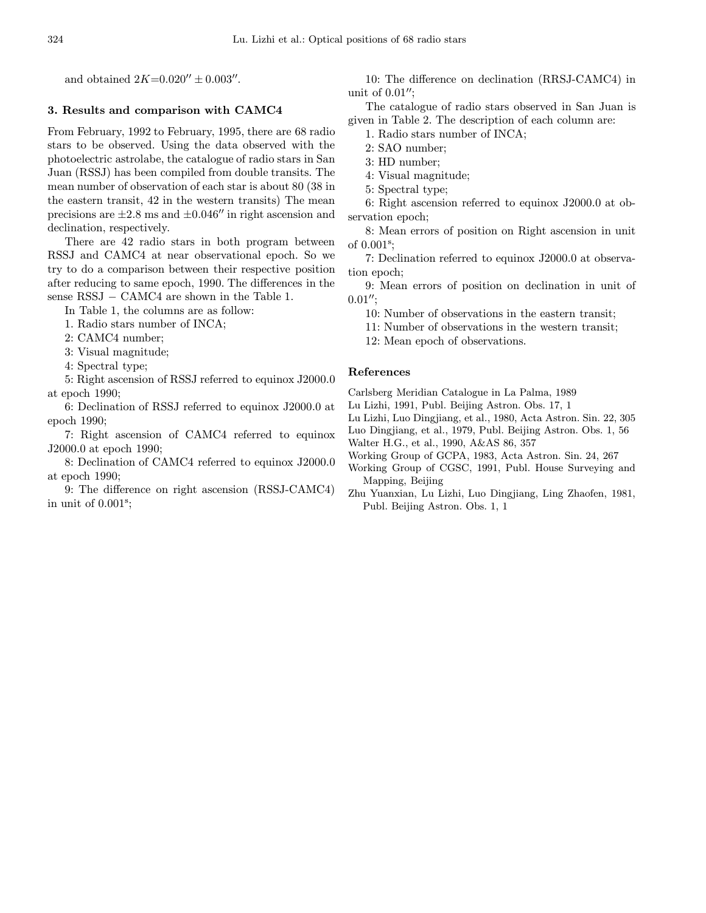and obtained $2K=0.020'' \pm 0.003''$.

### 3. Results and comparison with CAMC4

From February, 1992 to February, 1995, there are 68 radio stars to be observed. Using the data observed with the photoelectric astrolabe, the catalogue of radio stars in San Juan (RSSJ) has been compiled from double transits. The mean number of observation of each star is about 80 (38 in the eastern transit, 42 in the western transits) The mean precisions are $\pm 2.8$ ms and $\pm 0.046''$ in right ascension and declination, respectively.

There are 42 radio stars in both program between RSSJ and CAMC4 at near observational epoch. So we try to do a comparison between their respective position after reducing to same epoch, 1990. The differences in the sense RSSJ $-$ CAMC4 are shown in the Table 1.

In Table 1, the columns are as follow:

1. Radio stars number of INCA;

2: CAMC4 number;

3: Visual magnitude;

4: Spectral type;

5: Right ascension of RSSJ referred to equinox J2000.0 at epoch 1990;

6: Declination of RSSJ referred to equinox J2000.0 at epoch 1990;

7: Right ascension of CAMC4 referred to equinox J2000.0 at epoch 1990;

8: Declination of CAMC4 referred to equinox J2000.0 at epoch 1990;

9: The difference on right ascension (RSSJ-CAMC4) in unit of $0.001^{\mathrm{s}}$;

10: The difference on declination (RRSJ-CAMC4) in unit of $0.01''$;

The catalogue of radio stars observed in San Juan is given in Table 2. The description of each column are:

1. Radio stars number of INCA;

2: SAO number;

3: HD number;

4: Visual magnitude;

5: Spectral type;

6: Right ascension referred to equinox J2000.0 at observation epoch;

8: Mean errors of position on Right ascension in unit of $0.001^{\mathrm{s}}$;

7: Declination referred to equinox J2000.0 at observation epoch;

9: Mean errors of position on declination in unit of $0.01''$;

10: Number of observations in the eastern transit;

11: Number of observations in the western transit;

12: Mean epoch of observations.

### References

Carlsberg Meridian Catalogue in La Palma, 1989

Lu Lizhi, 1991, Publ. Beijing Astron. Obs. 17, 1

Lu Lizhi, Luo Dingjiang, et al., 1980, Acta Astron. Sin. 22, 305

Luo Dingjiang, et al., 1979, Publ. Beijing Astron. Obs. 1, 56

Walter H.G., et al., 1990, A&AS 86, 357

Working Group of GCPA, 1983, Acta Astron. Sin. 24, 267

Working Group of CGSC, 1991, Publ. House Surveying and Mapping, Beijing

Zhu Yuanxian, Lu Lizhi, Luo Dingjiang, Ling Zhaofen, 1981, Publ. Beijing Astron. Obs. 1, 1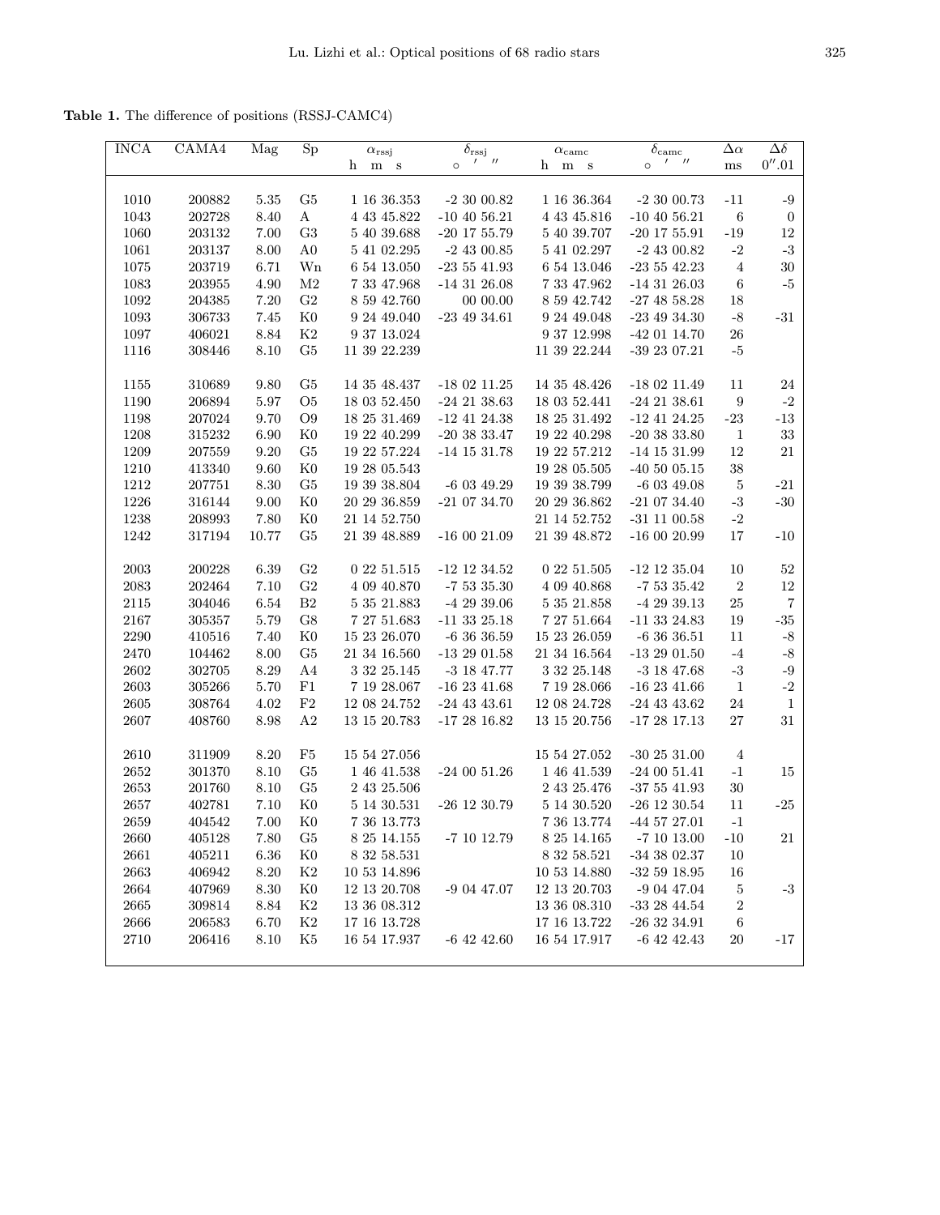**Table 1.** The difference of positions (RSSJ-CAMC4)

| INCA | CAMA4 | Mag | Sp | $\alpha_{\rm rssj}$ | $\delta_{\rm rssj}$ | $\alpha_{\rm camc}$ | $\delta_{\rm camc}$ | $\Delta\alpha$ | $\Delta\delta$ |
|---|---|---|---|---|---|---|---|---|---|
| | | | | h m s | ° ′ ″ | h m s | ° ′ ″ | ms | 0″.01 |
| 1010 | 200882 | 5.35 | G5 | 1 16 36.353 | -2 30 00.82 | 1 16 36.364 | -2 30 00.73 | -11 | -9 |
| 1043 | 202728 | 8.40 | A | 4 43 45.822 | -10 40 56.21 | 4 43 45.816 | -10 40 56.21 | 6 | 0 |
| 1060 | 203132 | 7.00 | G3 | 5 40 39.688 | -20 17 55.79 | 5 40 39.707 | -20 17 55.91 | -19 | 12 |
| 1061 | 203137 | 8.00 | A0 | 5 41 02.295 | -2 43 00.85 | 5 41 02.297 | -2 43 00.82 | -2 | -3 |
| 1075 | 203719 | 6.71 | Wn | 6 54 13.050 | -23 55 41.93 | 6 54 13.046 | -23 55 42.23 | 4 | 30 |
| 1083 | 203955 | 4.90 | M2 | 7 33 47.968 | -14 31 26.08 | 7 33 47.962 | -14 31 26.03 | 6 | -5 |
| 1092 | 204385 | 7.20 | G2 | 8 59 42.760 | 00 00.00 | 8 59 42.742 | -27 48 58.28 | 18 | |
| 1093 | 306733 | 7.45 | K0 | 9 24 49.040 | -23 49 34.61 | 9 24 49.048 | -23 49 34.30 | -8 | -31 |
| 1097 | 406021 | 8.84 | K2 | 9 37 13.024 | | 9 37 12.998 | -42 01 14.70 | 26 | |
| 1116 | 308446 | 8.10 | G5 | 11 39 22.239 | | 11 39 22.244 | -39 23 07.21 | -5 | |
| 1155 | 310689 | 9.80 | G5 | 14 35 48.437 | -18 02 11.25 | 14 35 48.426 | -18 02 11.49 | 11 | 24 |
| 1190 | 206894 | 5.97 | O5 | 18 03 52.450 | -24 21 38.63 | 18 03 52.441 | -24 21 38.61 | 9 | -2 |
| 1198 | 207024 | 9.70 | O9 | 18 25 31.469 | -12 41 24.38 | 18 25 31.492 | -12 41 24.25 | -23 | -13 |
| 1208 | 315232 | 6.90 | K0 | 19 22 40.299 | -20 38 33.47 | 19 22 40.298 | -20 38 33.80 | 1 | 33 |
| 1209 | 207559 | 9.20 | G5 | 19 22 57.224 | -14 15 31.78 | 19 22 57.212 | -14 15 31.99 | 12 | 21 |
| 1210 | 413340 | 9.60 | K0 | 19 28 05.543 | | 19 28 05.505 | -40 50 05.15 | 38 | |
| 1212 | 207751 | 8.30 | G5 | 19 39 38.804 | -6 03 49.29 | 19 39 38.799 | -6 03 49.08 | 5 | -21 |
| 1226 | 316144 | 9.00 | K0 | 20 29 36.859 | -21 07 34.70 | 20 29 36.862 | -21 07 34.40 | -3 | -30 |
| 1238 | 208993 | 7.80 | K0 | 21 14 52.750 | | 21 14 52.752 | -31 11 00.58 | -2 | |
| 1242 | 317194 | 10.77 | G5 | 21 39 48.889 | -16 00 21.09 | 21 39 48.872 | -16 00 20.99 | 17 | -10 |
| 2003 | 200228 | 6.39 | G2 | 0 22 51.515 | -12 12 34.52 | 0 22 51.505 | -12 12 35.04 | 10 | 52 |
| 2083 | 202464 | 7.10 | G2 | 4 09 40.870 | -7 53 35.30 | 4 09 40.868 | -7 53 35.42 | 2 | 12 |
| 2115 | 304046 | 6.54 | B2 | 5 35 21.883 | -4 29 39.06 | 5 35 21.858 | -4 29 39.13 | 25 | 7 |
| 2167 | 305357 | 5.79 | G8 | 7 27 51.683 | -11 33 25.18 | 7 27 51.664 | -11 33 24.83 | 19 | -35 |
| 2290 | 410516 | 7.40 | K0 | 15 23 26.070 | -6 36 36.59 | 15 23 26.059 | -6 36 36.51 | 11 | -8 |
| 2470 | 104462 | 8.00 | G5 | 21 34 16.560 | -13 29 01.58 | 21 34 16.564 | -13 29 01.50 | -4 | -8 |
| 2602 | 302705 | 8.29 | A4 | 3 32 25.145 | -3 18 47.77 | 3 32 25.148 | -3 18 47.68 | -3 | -9 |
| 2603 | 305266 | 5.70 | F1 | 7 19 28.067 | -16 23 41.68 | 7 19 28.066 | -16 23 41.66 | 1 | -2 |
| 2605 | 308764 | 4.02 | F2 | 12 08 24.752 | -24 43 43.61 | 12 08 24.728 | -24 43 43.62 | 24 | 1 |
| 2607 | 408760 | 8.98 | A2 | 13 15 20.783 | -17 28 16.82 | 13 15 20.756 | -17 28 17.13 | 27 | 31 |
| 2610 | 311909 | 8.20 | F5 | 15 54 27.056 | | 15 54 27.052 | -30 25 31.00 | 4 | |
| 2652 | 301370 | 8.10 | G5 | 1 46 41.538 | -24 00 51.26 | 1 46 41.539 | -24 00 51.41 | -1 | 15 |
| 2653 | 201760 | 8.10 | G5 | 2 43 25.506 | | 2 43 25.476 | -37 55 41.93 | 30 | |
| 2657 | 402781 | 7.10 | K0 | 5 14 30.531 | -26 12 30.79 | 5 14 30.520 | -26 12 30.54 | 11 | -25 |
| 2659 | 404542 | 7.00 | K0 | 7 36 13.773 | | 7 36 13.774 | -44 57 27.01 | -1 | |
| 2660 | 405128 | 7.80 | G5 | 8 25 14.155 | -7 10 12.79 | 8 25 14.165 | -7 10 13.00 | -10 | 21 |
| 2661 | 405211 | 6.36 | K0 | 8 32 58.531 | | 8 32 58.521 | -34 38 02.37 | 10 | |
| 2663 | 406942 | 8.20 | K2 | 10 53 14.896 | | 10 53 14.880 | -32 59 18.95 | 16 | |
| 2664 | 407969 | 8.30 | K0 | 12 13 20.708 | -9 04 47.07 | 12 13 20.703 | -9 04 47.04 | 5 | -3 |
| 2665 | 309814 | 8.84 | K2 | 13 36 08.312 | | 13 36 08.310 | -33 28 44.54 | 2 | |
| 2666 | 206583 | 6.70 | K2 | 17 16 13.728 | | 17 16 13.722 | -26 32 34.91 | 6 | |
| 2710 | 206416 | 8.10 | K5 | 16 54 17.937 | -6 42 42.60 | 16 54 17.917 | -6 42 42.43 | 20 | -17 |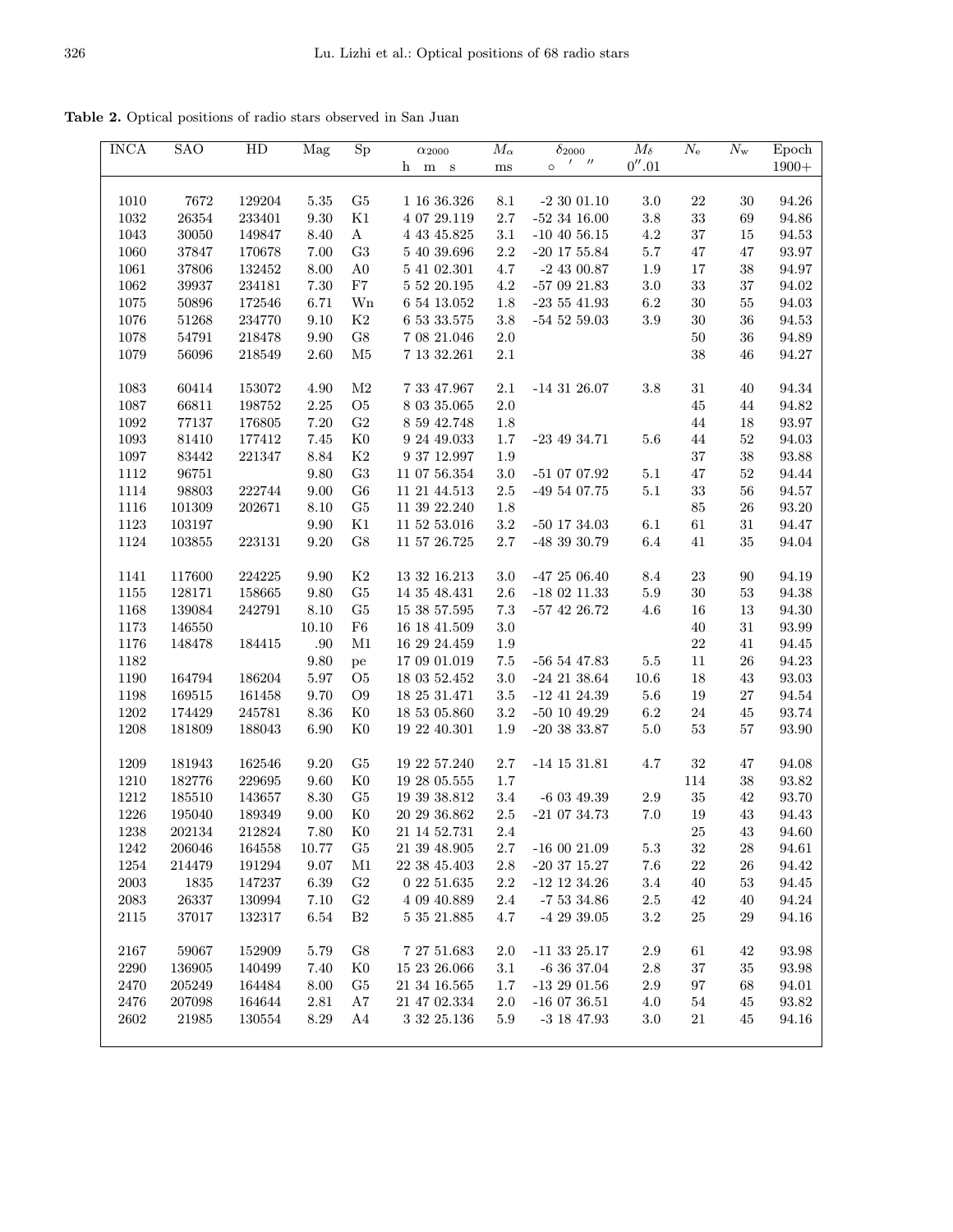**Table 2.** Optical positions of radio stars observed in San Juan

| INCA | SAO | HD | Mag | Sp | $\alpha_{2000}$ | $M_\alpha$ | $\delta_{2000}$ | $M_\delta$ | $N_e$ | $N_w$ | Epoch |
|---|---|---|---|---|---|---|---|---|---|---|---|
| | | | | | h m s | ms | ° ′ ″ | $0''.01$ | | | 1900+ |
| 1010 | 7672 | 129204 | 5.35 | G5 | 1 16 36.326 | 8.1 | -2 30 01.10 | 3.0 | 22 | 30 | 94.26 |
| 1032 | 26354 | 233401 | 9.30 | K1 | 4 07 29.119 | 2.7 | -52 34 16.00 | 3.8 | 33 | 69 | 94.86 |
| 1043 | 30050 | 149847 | 8.40 | A | 4 43 45.825 | 3.1 | -10 40 56.15 | 4.2 | 37 | 15 | 94.53 |
| 1060 | 37847 | 170678 | 7.00 | G3 | 5 40 39.696 | 2.2 | -20 17 55.84 | 5.7 | 47 | 47 | 93.97 |
| 1061 | 37806 | 132452 | 8.00 | A0 | 5 41 02.301 | 4.7 | -2 43 00.87 | 1.9 | 17 | 38 | 94.97 |
| 1062 | 39937 | 234181 | 7.30 | F7 | 5 52 20.195 | 4.2 | -57 09 21.83 | 3.0 | 33 | 37 | 94.02 |
| 1075 | 50896 | 172546 | 6.71 | Wn | 6 54 13.052 | 1.8 | -23 55 41.93 | 6.2 | 30 | 55 | 94.03 |
| 1076 | 51268 | 234770 | 9.10 | K2 | 6 53 33.575 | 3.8 | -54 52 59.03 | 3.9 | 30 | 36 | 94.53 |
| 1078 | 54791 | 218478 | 9.90 | G8 | 7 08 21.046 | 2.0 | | | 50 | 36 | 94.89 |
| 1079 | 56096 | 218549 | 2.60 | M5 | 7 13 32.261 | 2.1 | | | 38 | 46 | 94.27 |
| 1083 | 60414 | 153072 | 4.90 | M2 | 7 33 47.967 | 2.1 | -14 31 26.07 | 3.8 | 31 | 40 | 94.34 |
| 1087 | 66811 | 198752 | 2.25 | O5 | 8 03 35.065 | 2.0 | | | 45 | 44 | 94.82 |
| 1092 | 77137 | 176805 | 7.20 | G2 | 8 59 42.748 | 1.8 | | | 44 | 18 | 93.97 |
| 1093 | 81410 | 177412 | 7.45 | K0 | 9 24 49.033 | 1.7 | -23 49 34.71 | 5.6 | 44 | 52 | 94.03 |
| 1097 | 83442 | 221347 | 8.84 | K2 | 9 37 12.997 | 1.9 | | | 37 | 38 | 93.88 |
| 1112 | 96751 | | 9.80 | G3 | 11 07 56.354 | 3.0 | -51 07 07.92 | 5.1 | 47 | 52 | 94.44 |
| 1114 | 98803 | 222744 | 9.00 | G6 | 11 21 44.513 | 2.5 | -49 54 07.75 | 5.1 | 33 | 56 | 94.57 |
| 1116 | 101309 | 202671 | 8.10 | G5 | 11 39 22.240 | 1.8 | | | 85 | 26 | 93.20 |
| 1123 | 103197 | | 9.90 | K1 | 11 52 53.016 | 3.2 | -50 17 34.03 | 6.1 | 61 | 31 | 94.47 |
| 1124 | 103855 | 223131 | 9.20 | G8 | 11 57 26.725 | 2.7 | -48 39 30.79 | 6.4 | 41 | 35 | 94.04 |
| 1141 | 117600 | 224225 | 9.90 | K2 | 13 32 16.213 | 3.0 | -47 25 06.40 | 8.4 | 23 | 90 | 94.19 |
| 1155 | 128171 | 158665 | 9.80 | G5 | 14 35 48.431 | 2.6 | -18 02 11.33 | 5.9 | 30 | 53 | 94.38 |
| 1168 | 139084 | 242791 | 8.10 | G5 | 15 38 57.595 | 7.3 | -57 42 26.72 | 4.6 | 16 | 13 | 94.30 |
| 1173 | 146550 | | 10.10 | F6 | 16 18 41.509 | 3.0 | | | 40 | 31 | 93.99 |
| 1176 | 148478 | 184415 | .90 | M1 | 16 29 24.459 | 1.9 | | | 22 | 41 | 94.45 |
| 1182 | | | 9.80 | pe | 17 09 01.019 | 7.5 | -56 54 47.83 | 5.5 | 11 | 26 | 94.23 |
| 1190 | 164794 | 186204 | 5.97 | O5 | 18 03 52.452 | 3.0 | -24 21 38.64 | 10.6 | 18 | 43 | 93.03 |
| 1198 | 169515 | 161458 | 9.70 | O9 | 18 25 31.471 | 3.5 | -12 41 24.39 | 5.6 | 19 | 27 | 94.54 |
| 1202 | 174429 | 245781 | 8.36 | K0 | 18 53 05.860 | 3.2 | -50 10 49.29 | 6.2 | 24 | 45 | 93.74 |
| 1208 | 181809 | 188043 | 6.90 | K0 | 19 22 40.301 | 1.9 | -20 38 33.87 | 5.0 | 53 | 57 | 93.90 |
| 1209 | 181943 | 162546 | 9.20 | G5 | 19 22 57.240 | 2.7 | -14 15 31.81 | 4.7 | 32 | 47 | 94.08 |
| 1210 | 182776 | 229695 | 9.60 | K0 | 19 28 05.555 | 1.7 | | | 114 | 38 | 93.82 |
| 1212 | 185510 | 143657 | 8.30 | G5 | 19 39 38.812 | 3.4 | -6 03 49.39 | 2.9 | 35 | 42 | 93.70 |
| 1226 | 195040 | 189349 | 9.00 | K0 | 20 29 36.862 | 2.5 | -21 07 34.73 | 7.0 | 19 | 43 | 94.43 |
| 1238 | 202134 | 212824 | 7.80 | K0 | 21 14 52.731 | 2.4 | | | 25 | 43 | 94.60 |
| 1242 | 206046 | 164558 | 10.77 | G5 | 21 39 48.905 | 2.7 | -16 00 21.09 | 5.3 | 32 | 28 | 94.61 |
| 1254 | 214479 | 191294 | 9.07 | M1 | 22 38 45.403 | 2.8 | -20 37 15.27 | 7.6 | 22 | 26 | 94.42 |
| 2003 | 1835 | 147237 | 6.39 | G2 | 0 22 51.635 | 2.2 | -12 12 34.26 | 3.4 | 40 | 53 | 94.45 |
| 2083 | 26337 | 130994 | 7.10 | G2 | 4 09 40.889 | 2.4 | -7 53 34.86 | 2.5 | 42 | 40 | 94.24 |
| 2115 | 37017 | 132317 | 6.54 | B2 | 5 35 21.885 | 4.7 | -4 29 39.05 | 3.2 | 25 | 29 | 94.16 |
| 2167 | 59067 | 152909 | 5.79 | G8 | 7 27 51.683 | 2.0 | -11 33 25.17 | 2.9 | 61 | 42 | 93.98 |
| 2290 | 136905 | 140499 | 7.40 | K0 | 15 23 26.066 | 3.1 | -6 36 37.04 | 2.8 | 37 | 35 | 93.98 |
| 2470 | 205249 | 164484 | 8.00 | G5 | 21 34 16.565 | 1.7 | -13 29 01.56 | 2.9 | 97 | 68 | 94.01 |
| 2476 | 207098 | 164644 | 2.81 | A7 | 21 47 02.334 | 2.0 | -16 07 36.51 | 4.0 | 54 | 45 | 93.82 |
| 2602 | 21985 | 130554 | 8.29 | A4 | 3 32 25.136 | 5.9 | -3 18 47.93 | 3.0 | 21 | 45 | 94.16 |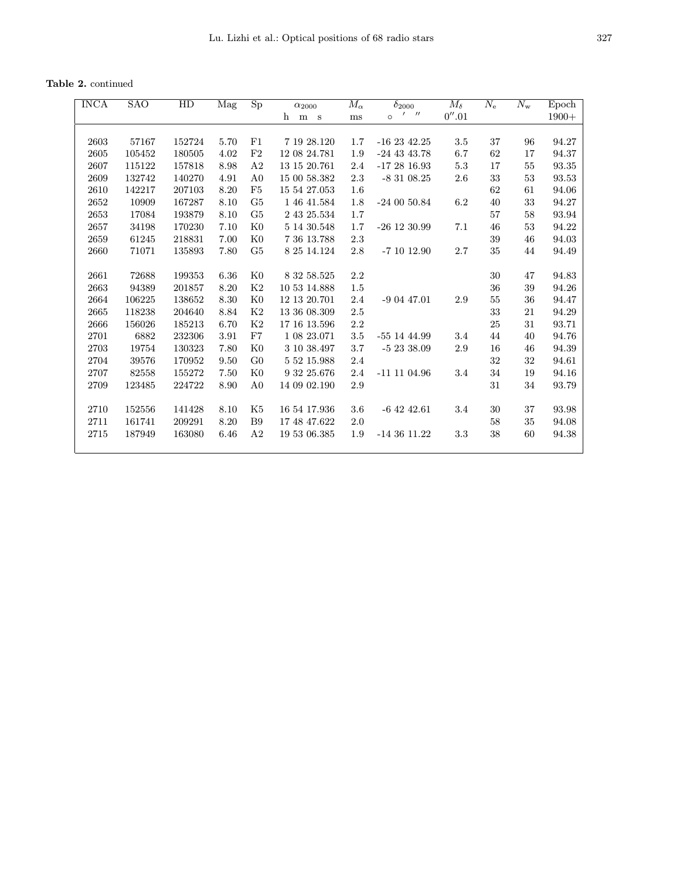**Table 2.** continued

| INCA | SAO | HD | Mag | Sp | $\alpha_{2000}$ | $M_\alpha$ | $\delta_{2000}$ | $M_\delta$ | $N_e$ | $N_w$ | Epoch |
|---|---|---|---|---|---|---|---|---|---|---|---|
| | | | | | h m s | ms | ° ′ ″ | 0″.01 | | | 1900+ |
| 2603 | 57167 | 152724 | 5.70 | F1 | 7 19 28.120 | 1.7 | -16 23 42.25 | 3.5 | 37 | 96 | 94.27 |
| 2605 | 105452 | 180505 | 4.02 | F2 | 12 08 24.781 | 1.9 | -24 43 43.78 | 6.7 | 62 | 17 | 94.37 |
| 2607 | 115122 | 157818 | 8.98 | A2 | 13 15 20.761 | 2.4 | -17 28 16.93 | 5.3 | 17 | 55 | 93.35 |
| 2609 | 132742 | 140270 | 4.91 | A0 | 15 00 58.382 | 2.3 | -8 31 08.25 | 2.6 | 33 | 53 | 93.53 |
| 2610 | 142217 | 207103 | 8.20 | F5 | 15 54 27.053 | 1.6 | | | 62 | 61 | 94.06 |
| 2652 | 10909 | 167287 | 8.10 | G5 | 1 46 41.584 | 1.8 | -24 00 50.84 | 6.2 | 40 | 33 | 94.27 |
| 2653 | 17084 | 193879 | 8.10 | G5 | 2 43 25.534 | 1.7 | | | 57 | 58 | 93.94 |
| 2657 | 34198 | 170230 | 7.10 | K0 | 5 14 30.548 | 1.7 | -26 12 30.99 | 7.1 | 46 | 53 | 94.22 |
| 2659 | 61245 | 218831 | 7.00 | K0 | 7 36 13.788 | 2.3 | | | 39 | 46 | 94.03 |
| 2660 | 71071 | 135893 | 7.80 | G5 | 8 25 14.124 | 2.8 | -7 10 12.90 | 2.7 | 35 | 44 | 94.49 |
| 2661 | 72688 | 199353 | 6.36 | K0 | 8 32 58.525 | 2.2 | | | 30 | 47 | 94.83 |
| 2663 | 94389 | 201857 | 8.20 | K2 | 10 53 14.888 | 1.5 | | | 36 | 39 | 94.26 |
| 2664 | 106225 | 138652 | 8.30 | K0 | 12 13 20.701 | 2.4 | -9 04 47.01 | 2.9 | 55 | 36 | 94.47 |
| 2665 | 118238 | 204640 | 8.84 | K2 | 13 36 08.309 | 2.5 | | | 33 | 21 | 94.29 |
| 2666 | 156026 | 185213 | 6.70 | K2 | 17 16 13.596 | 2.2 | | | 25 | 31 | 93.71 |
| 2701 | 6882 | 232306 | 3.91 | F7 | 1 08 23.071 | 3.5 | -55 14 44.99 | 3.4 | 44 | 40 | 94.76 |
| 2703 | 19754 | 130323 | 7.80 | K0 | 3 10 38.497 | 3.7 | -5 23 38.09 | 2.9 | 16 | 46 | 94.39 |
| 2704 | 39576 | 170952 | 9.50 | G0 | 5 52 15.988 | 2.4 | | | 32 | 32 | 94.61 |
| 2707 | 82558 | 155272 | 7.50 | K0 | 9 32 25.676 | 2.4 | -11 11 04.96 | 3.4 | 34 | 19 | 94.16 |
| 2709 | 123485 | 224722 | 8.90 | A0 | 14 09 02.190 | 2.9 | | | 31 | 34 | 93.79 |
| 2710 | 152556 | 141428 | 8.10 | K5 | 16 54 17.936 | 3.6 | -6 42 42.61 | 3.4 | 30 | 37 | 93.98 |
| 2711 | 161741 | 209291 | 8.20 | B9 | 17 48 47.622 | 2.0 | | | 58 | 35 | 94.08 |
| 2715 | 187949 | 163080 | 6.46 | A2 | 19 53 06.385 | 1.9 | -14 36 11.22 | 3.3 | 38 | 60 | 94.38 |